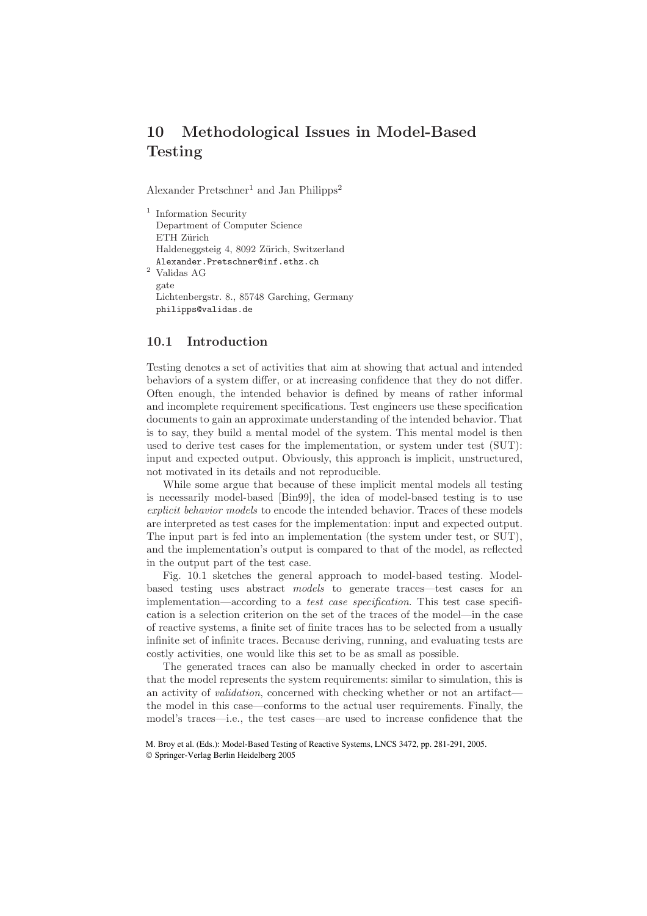# 10 Methodological Issues in Model-Based Testing

Alexander Pretschner[1] and Jan Philipps[2]

[1] Information Security
Department of Computer Science
ETH Zürich
Haldeneggsteig 4, 8092 Zürich, Switzerland
Alexander.Pretschner@inf.ethz.ch

[2] Validas AG
gate
Lichtenbergstr. 8., 85748 Garching, Germany
philipps@validas.de

## 10.1 Introduction

Testing denotes a set of activities that aim at showing that actual and intended behaviors of a system differ, or at increasing confidence that they do not differ. Often enough, the intended behavior is defined by means of rather informal and incomplete requirement specifications. Test engineers use these specification documents to gain an approximate understanding of the intended behavior. That is to say, they build a mental model of the system. This mental model is then used to derive test cases for the implementation, or system under test (SUT): input and expected output. Obviously, this approach is implicit, unstructured, not motivated in its details and not reproducible.

While some argue that because of these implicit mental models all testing is necessarily model-based [Bin99], the idea of model-based testing is to use *explicit behavior models* to encode the intended behavior. Traces of these models are interpreted as test cases for the implementation: input and expected output. The input part is fed into an implementation (the system under test, or SUT), and the implementation's output is compared to that of the model, as reflected in the output part of the test case.

Fig. 10.1 sketches the general approach to model-based testing. Model-based testing uses abstract *models* to generate traces—test cases for an implementation—according to a *test case specification*. This test case specification is a selection criterion on the set of the traces of the model—in the case of reactive systems, a finite set of finite traces has to be selected from a usually infinite set of infinite traces. Because deriving, running, and evaluating tests are costly activities, one would like this set to be as small as possible.

The generated traces can also be manually checked in order to ascertain that the model represents the system requirements: similar to simulation, this is an activity of *validation*, concerned with checking whether or not an artifact—the model in this case—conforms to the actual user requirements. Finally, the model's traces—i.e., the test cases—are used to increase confidence that the

M. Broy et al. (Eds.): Model-Based Testing of Reactive Systems, LNCS 3472, pp. 281-291, 2005.
© Springer-Verlag Berlin Heidelberg 2005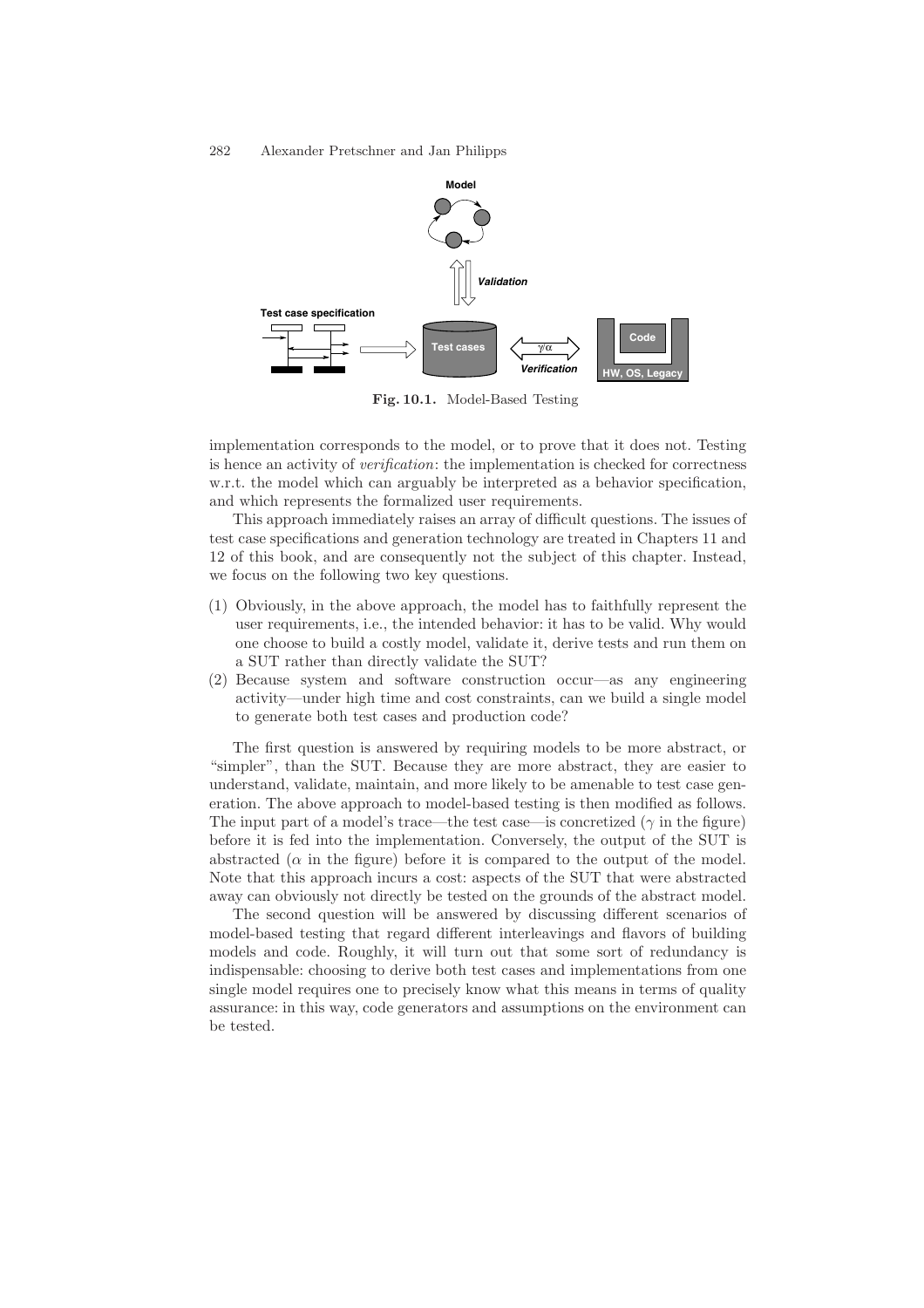Fig. 10.1. Model-Based Testing

implementation corresponds to the model, or to prove that it does not. Testing is hence an activity of *verification*: the implementation is checked for correctness w.r.t. the model which can arguably be interpreted as a behavior specification, and which represents the formalized user requirements.

This approach immediately raises an array of difficult questions. The issues of test case specifications and generation technology are treated in Chapters 11 and 12 of this book, and are consequently not the subject of this chapter. Instead, we focus on the following two key questions.

(1) Obviously, in the above approach, the model has to faithfully represent the user requirements, i.e., the intended behavior: it has to be valid. Why would one choose to build a costly model, validate it, derive tests and run them on a SUT rather than directly validate the SUT?
(2) Because system and software construction occur—as any engineering activity—under high time and cost constraints, can we build a single model to generate both test cases and production code?

The first question is answered by requiring models to be more abstract, or "simpler", than the SUT. Because they are more abstract, they are easier to understand, validate, maintain, and more likely to be amenable to test case generation. The above approach to model-based testing is then modified as follows. The input part of a model's trace—the test case—is concretized ($\gamma$ in the figure) before it is fed into the implementation. Conversely, the output of the SUT is abstracted ($\alpha$ in the figure) before it is compared to the output of the model. Note that this approach incurs a cost: aspects of the SUT that were abstracted away can obviously not directly be tested on the grounds of the abstract model.

The second question will be answered by discussing different scenarios of model-based testing that regard different interleavings and flavors of building models and code. Roughly, it will turn out that some sort of redundancy is indispensable: choosing to derive both test cases and implementations from one single model requires one to precisely know what this means in terms of quality assurance: in this way, code generators and assumptions on the environment can be tested.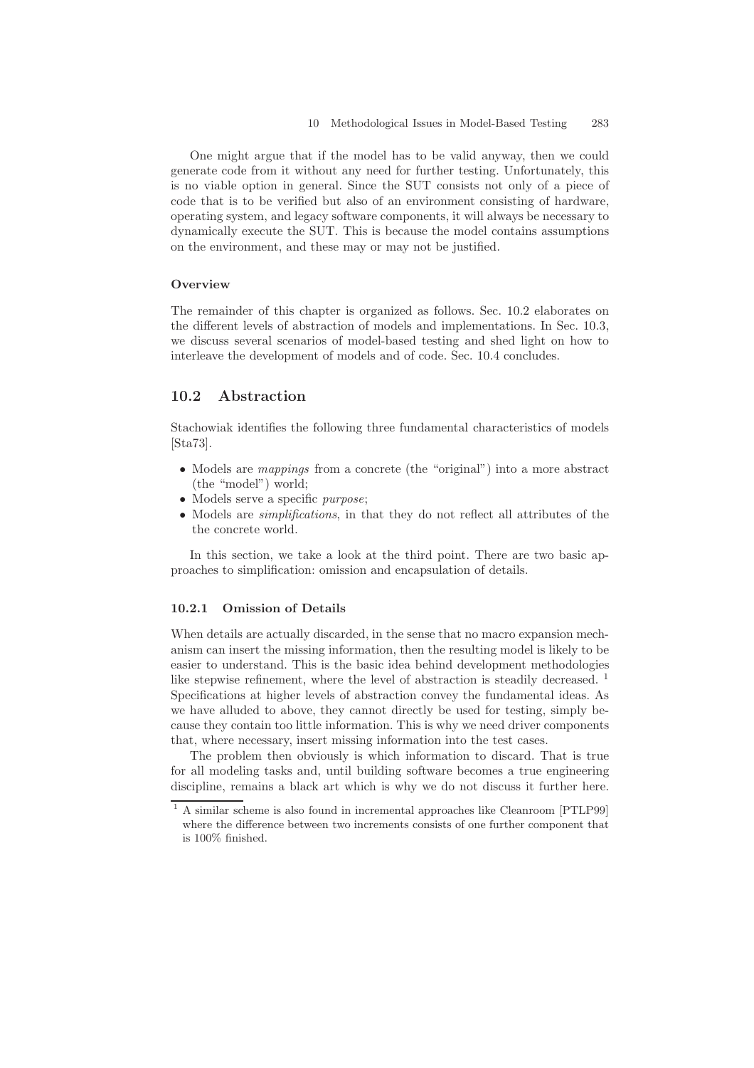One might argue that if the model has to be valid anyway, then we could generate code from it without any need for further testing. Unfortunately, this is no viable option in general. Since the SUT consists not only of a piece of code that is to be verified but also of an environment consisting of hardware, operating system, and legacy software components, it will always be necessary to dynamically execute the SUT. This is because the model contains assumptions on the environment, and these may or may not be justified.

#### Overview

The remainder of this chapter is organized as follows. Sec. 10.2 elaborates on the different levels of abstraction of models and implementations. In Sec. 10.3, we discuss several scenarios of model-based testing and shed light on how to interleave the development of models and of code. Sec. 10.4 concludes.

## 10.2 Abstraction

Stachowiak identifies the following three fundamental characteristics of models [Sta73].

- Models are *mappings* from a concrete (the "original") into a more abstract (the "model") world;
- Models serve a specific *purpose*;
- Models are *simplifications*, in that they do not reflect all attributes of the the concrete world.

In this section, we take a look at the third point. There are two basic approaches to simplification: omission and encapsulation of details.

### 10.2.1 Omission of Details

When details are actually discarded, in the sense that no macro expansion mechanism can insert the missing information, then the resulting model is likely to be easier to understand. This is the basic idea behind development methodologies like stepwise refinement, where the level of abstraction is steadily decreased. [1] Specifications at higher levels of abstraction convey the fundamental ideas. As we have alluded to above, they cannot directly be used for testing, simply because they contain too little information. This is why we need driver components that, where necessary, insert missing information into the test cases.

The problem then obviously is which information to discard. That is true for all modeling tasks and, until building software becomes a true engineering discipline, remains a black art which is why we do not discuss it further here.

[1] A similar scheme is also found in incremental approaches like Cleanroom [PTLP99] where the difference between two increments consists of one further component that is 100% finished.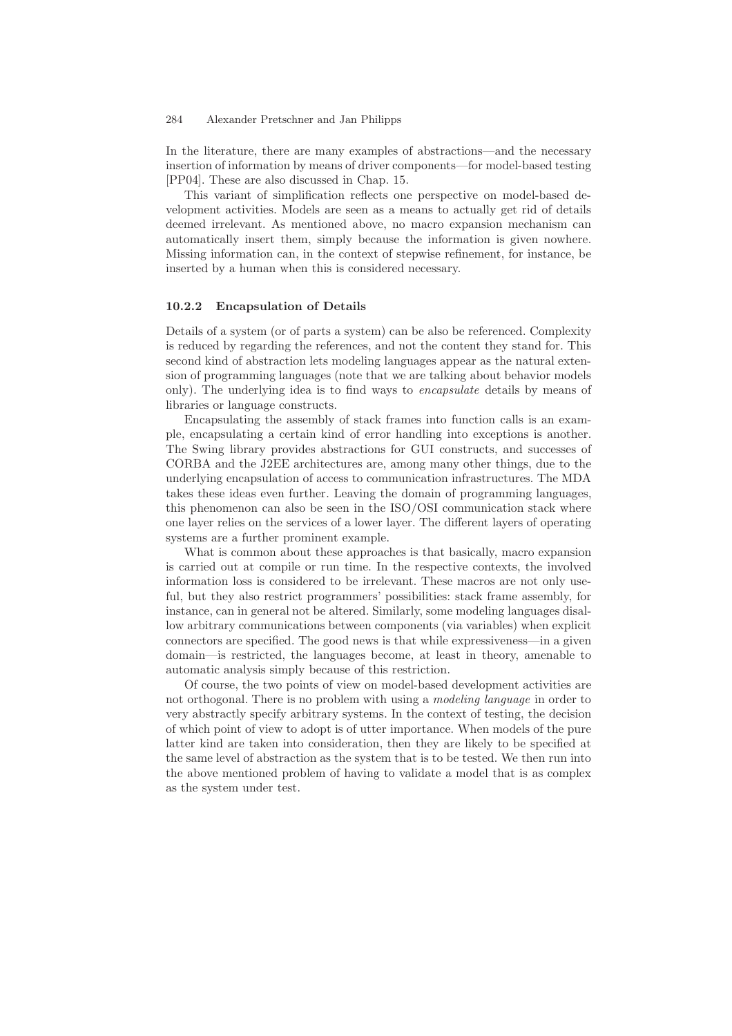In the literature, there are many examples of abstractions—and the necessary insertion of information by means of driver components—for model-based testing [PP04]. These are also discussed in Chap. 15.

This variant of simplification reflects one perspective on model-based development activities. Models are seen as a means to actually get rid of details deemed irrelevant. As mentioned above, no macro expansion mechanism can automatically insert them, simply because the information is given nowhere. Missing information can, in the context of stepwise refinement, for instance, be inserted by a human when this is considered necessary.

### 10.2.2 Encapsulation of Details

Details of a system (or of parts a system) can be also be referenced. Complexity is reduced by regarding the references, and not the content they stand for. This second kind of abstraction lets modeling languages appear as the natural extension of programming languages (note that we are talking about behavior models only). The underlying idea is to find ways to *encapsulate* details by means of libraries or language constructs.

Encapsulating the assembly of stack frames into function calls is an example, encapsulating a certain kind of error handling into exceptions is another. The Swing library provides abstractions for GUI constructs, and successes of CORBA and the J2EE architectures are, among many other things, due to the underlying encapsulation of access to communication infrastructures. The MDA takes these ideas even further. Leaving the domain of programming languages, this phenomenon can also be seen in the ISO/OSI communication stack where one layer relies on the services of a lower layer. The different layers of operating systems are a further prominent example.

What is common about these approaches is that basically, macro expansion is carried out at compile or run time. In the respective contexts, the involved information loss is considered to be irrelevant. These macros are not only useful, but they also restrict programmers' possibilities: stack frame assembly, for instance, can in general not be altered. Similarly, some modeling languages disallow arbitrary communications between components (via variables) when explicit connectors are specified. The good news is that while expressiveness—in a given domain—is restricted, the languages become, at least in theory, amenable to automatic analysis simply because of this restriction.

Of course, the two points of view on model-based development activities are not orthogonal. There is no problem with using a *modeling language* in order to very abstractly specify arbitrary systems. In the context of testing, the decision of which point of view to adopt is of utter importance. When models of the pure latter kind are taken into consideration, then they are likely to be specified at the same level of abstraction as the system that is to be tested. We then run into the above mentioned problem of having to validate a model that is as complex as the system under test.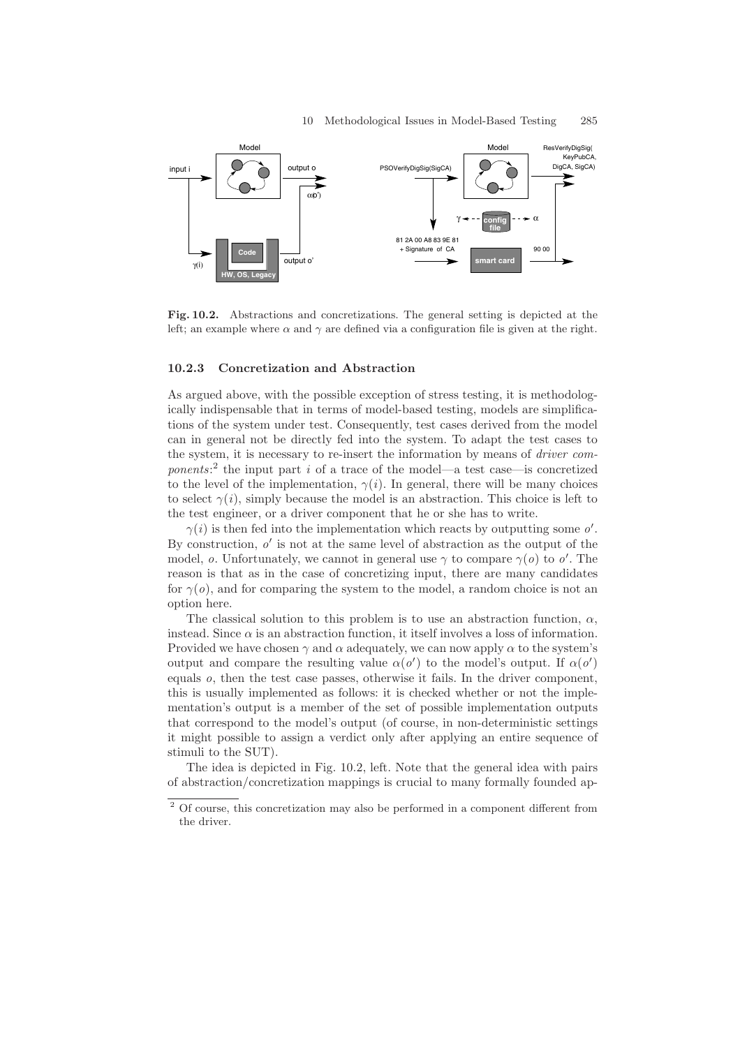**Fig. 10.2.** Abstractions and concretizations. The general setting is depicted at the left; an example where $\alpha$ and $\gamma$ are defined via a configuration file is given at the right.

### 10.2.3 Concretization and Abstraction

As argued above, with the possible exception of stress testing, it is methodologically indispensable that in terms of model-based testing, models are simplifications of the system under test. Consequently, test cases derived from the model can in general not be directly fed into the system. To adapt the test cases to the system, it is necessary to re-insert the information by means of *driver components*:[2] the input part $i$ of a trace of the model—a test case—is concretized to the level of the implementation, $\gamma(i)$. In general, there will be many choices to select $\gamma(i)$, simply because the model is an abstraction. This choice is left to the test engineer, or a driver component that he or she has to write.

$\gamma(i)$ is then fed into the implementation which reacts by outputting some $o'$. By construction, $o'$ is not at the same level of abstraction as the output of the model, $o$. Unfortunately, we cannot in general use $\gamma$ to compare $\gamma(o)$ to $o'$. The reason is that as in the case of concretizing input, there are many candidates for $\gamma(o)$, and for comparing the system to the model, a random choice is not an option here.

The classical solution to this problem is to use an abstraction function, $\alpha$, instead. Since $\alpha$ is an abstraction function, it itself involves a loss of information. Provided we have chosen $\gamma$ and $\alpha$ adequately, we can now apply $\alpha$ to the system's output and compare the resulting value $\alpha(o')$ to the model's output. If $\alpha(o')$ equals $o$, then the test case passes, otherwise it fails. In the driver component, this is usually implemented as follows: it is checked whether or not the implementation's output is a member of the set of possible implementation outputs that correspond to the model's output (of course, in non-deterministic settings it might possible to assign a verdict only after applying an entire sequence of stimuli to the SUT).

The idea is depicted in Fig. 10.2, left. Note that the general idea with pairs of abstraction/concretization mappings is crucial to many formally founded ap-

[2] Of course, this concretization may also be performed in a component different from the driver.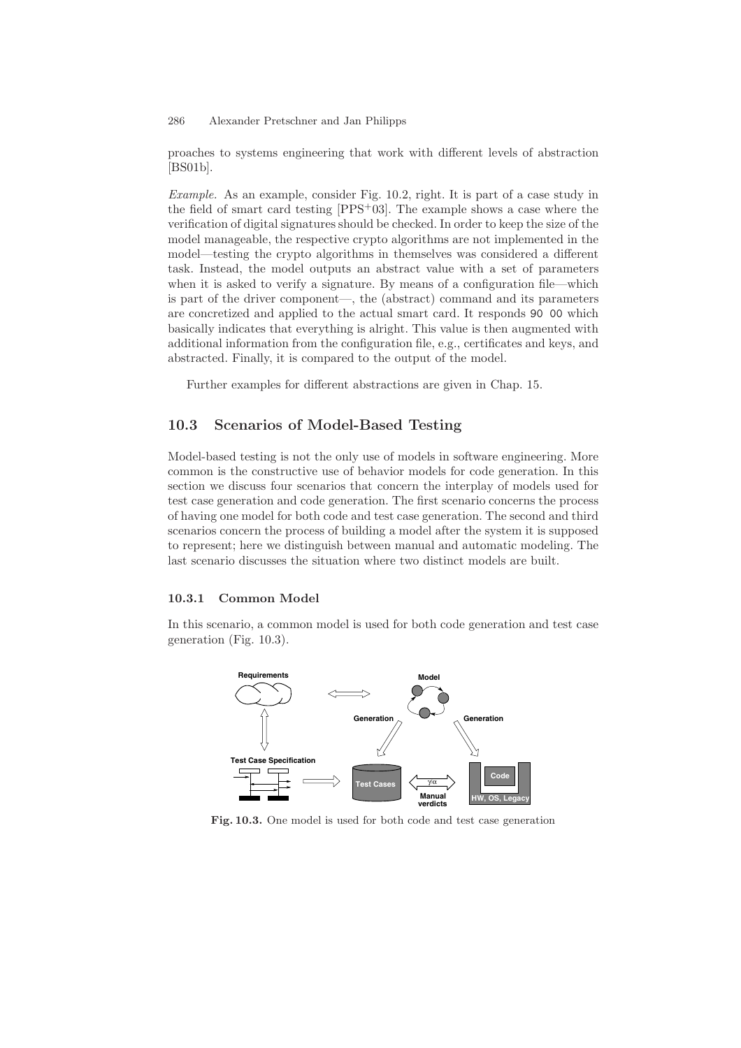proaches to systems engineering that work with different levels of abstraction [BS01b].

*Example.* As an example, consider Fig. 10.2, right. It is part of a case study in the field of smart card testing [PPS+03]. The example shows a case where the verification of digital signatures should be checked. In order to keep the size of the model manageable, the respective crypto algorithms are not implemented in the model—testing the crypto algorithms in themselves was considered a different task. Instead, the model outputs an abstract value with a set of parameters when it is asked to verify a signature. By means of a configuration file—which is part of the driver component—, the (abstract) command and its parameters are concretized and applied to the actual smart card. It responds `90 00` which basically indicates that everything is alright. This value is then augmented with additional information from the configuration file, e.g., certificates and keys, and abstracted. Finally, it is compared to the output of the model.

Further examples for different abstractions are given in Chap. 15.

## 10.3 Scenarios of Model-Based Testing

Model-based testing is not the only use of models in software engineering. More common is the constructive use of behavior models for code generation. In this section we discuss four scenarios that concern the interplay of models used for test case generation and code generation. The first scenario concerns the process of having one model for both code and test case generation. The second and third scenarios concern the process of building a model after the system it is supposed to represent; here we distinguish between manual and automatic modeling. The last scenario discusses the situation where two distinct models are built.

### 10.3.1 Common Model

In this scenario, a common model is used for both code generation and test case generation (Fig. 10.3).

**Fig. 10.3.** One model is used for both code and test case generation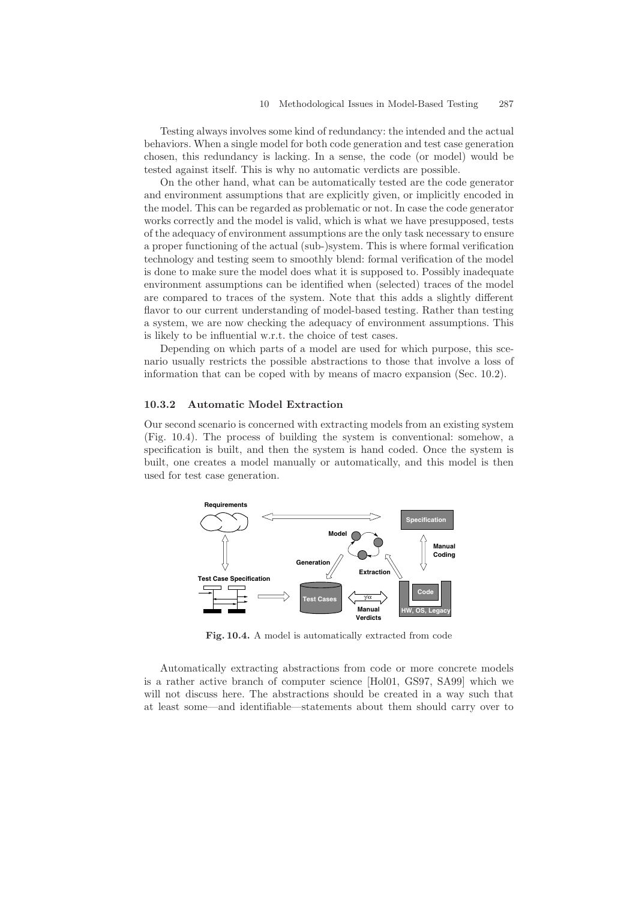Testing always involves some kind of redundancy: the intended and the actual behaviors. When a single model for both code generation and test case generation chosen, this redundancy is lacking. In a sense, the code (or model) would be tested against itself. This is why no automatic verdicts are possible.

On the other hand, what can be automatically tested are the code generator and environment assumptions that are explicitly given, or implicitly encoded in the model. This can be regarded as problematic or not. In case the code generator works correctly and the model is valid, which is what we have presupposed, tests of the adequacy of environment assumptions are the only task necessary to ensure a proper functioning of the actual (sub-)system. This is where formal verification technology and testing seem to smoothly blend: formal verification of the model is done to make sure the model does what it is supposed to. Possibly inadequate environment assumptions can be identified when (selected) traces of the model are compared to traces of the system. Note that this adds a slightly different flavor to our current understanding of model-based testing. Rather than testing a system, we are now checking the adequacy of environment assumptions. This is likely to be influential w.r.t. the choice of test cases.

Depending on which parts of a model are used for which purpose, this scenario usually restricts the possible abstractions to those that involve a loss of information that can be coped with by means of macro expansion (Sec. 10.2).

### 10.3.2 Automatic Model Extraction

Our second scenario is concerned with extracting models from an existing system (Fig. 10.4). The process of building the system is conventional: somehow, a specification is built, and then the system is hand coded. Once the system is built, one creates a model manually or automatically, and this model is then used for test case generation.

**Fig. 10.4.** A model is automatically extracted from code

Automatically extracting abstractions from code or more concrete models is a rather active branch of computer science [Hol01, GS97, SA99] which we will not discuss here. The abstractions should be created in a way such that at least some—and identifiable—statements about them should carry over to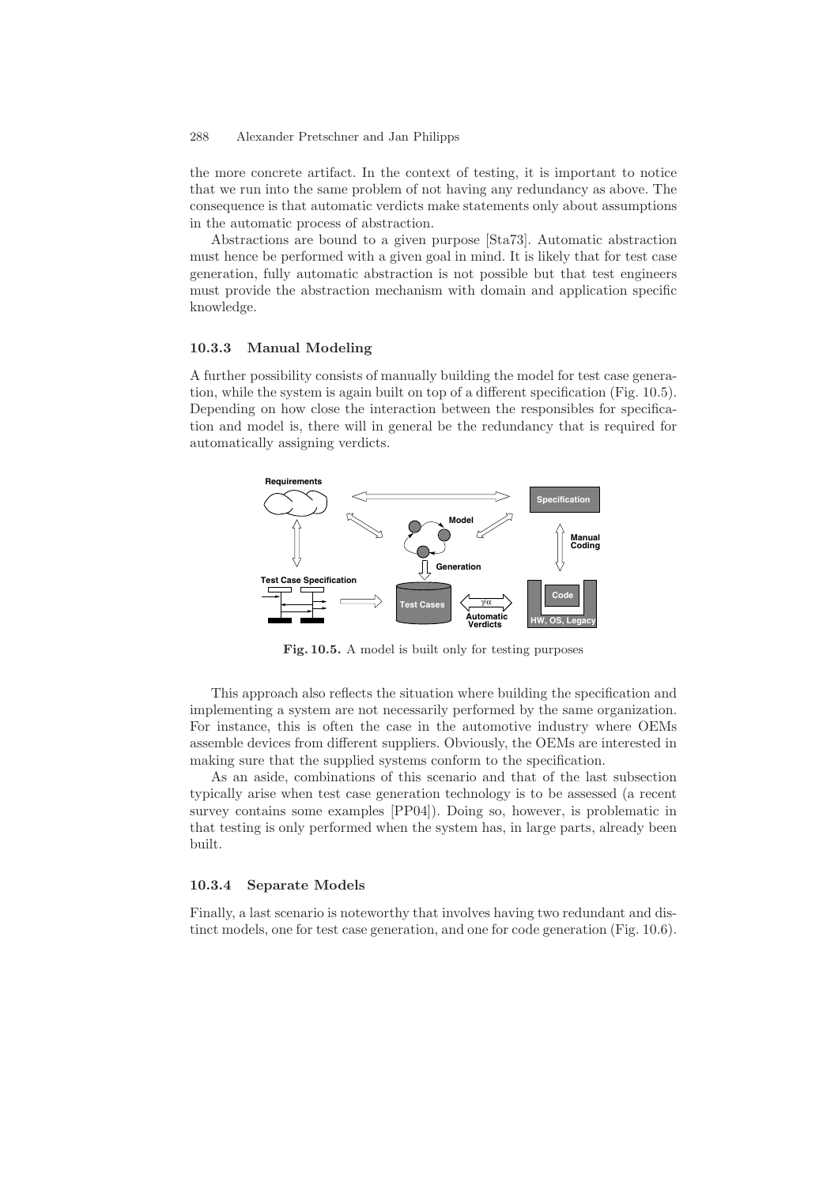the more concrete artifact. In the context of testing, it is important to notice that we run into the same problem of not having any redundancy as above. The consequence is that automatic verdicts make statements only about assumptions in the automatic process of abstraction.

Abstractions are bound to a given purpose [Sta73]. Automatic abstraction must hence be performed with a given goal in mind. It is likely that for test case generation, fully automatic abstraction is not possible but that test engineers must provide the abstraction mechanism with domain and application specific knowledge.

### 10.3.3 Manual Modeling

A further possibility consists of manually building the model for test case generation, while the system is again built on top of a different specification (Fig. 10.5). Depending on how close the interaction between the responsibles for specification and model is, there will in general be the redundancy that is required for automatically assigning verdicts.

**Fig. 10.5.** A model is built only for testing purposes

This approach also reflects the situation where building the specification and implementing a system are not necessarily performed by the same organization. For instance, this is often the case in the automotive industry where OEMs assemble devices from different suppliers. Obviously, the OEMs are interested in making sure that the supplied systems conform to the specification.

As an aside, combinations of this scenario and that of the last subsection typically arise when test case generation technology is to be assessed (a recent survey contains some examples [PP04]). Doing so, however, is problematic in that testing is only performed when the system has, in large parts, already been built.

### 10.3.4 Separate Models

Finally, a last scenario is noteworthy that involves having two redundant and distinct models, one for test case generation, and one for code generation (Fig. 10.6).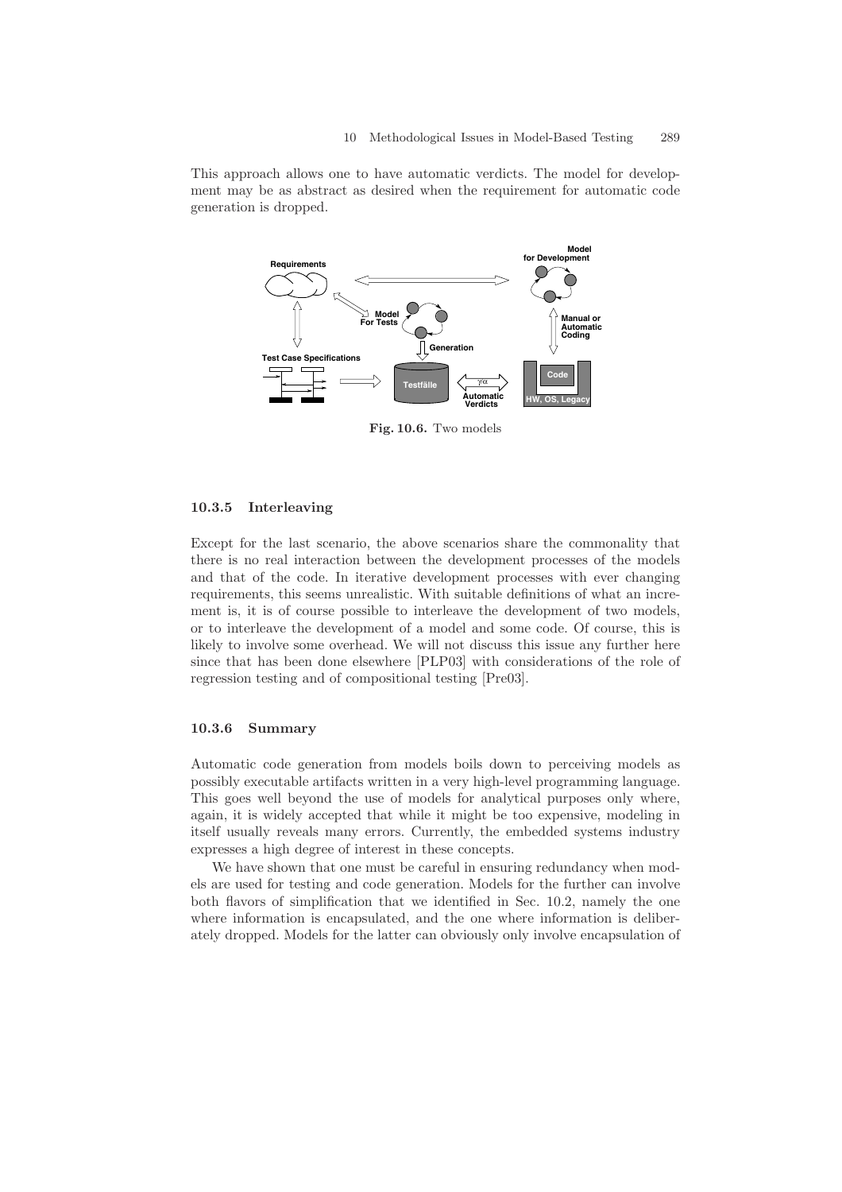This approach allows one to have automatic verdicts. The model for development may be as abstract as desired when the requirement for automatic code generation is dropped.

**Fig. 10.6.** Two models

### 10.3.5 Interleaving

Except for the last scenario, the above scenarios share the commonality that there is no real interaction between the development processes of the models and that of the code. In iterative development processes with ever changing requirements, this seems unrealistic. With suitable definitions of what an increment is, it is of course possible to interleave the development of two models, or to interleave the development of a model and some code. Of course, this is likely to involve some overhead. We will not discuss this issue any further here since that has been done elsewhere [PLP03] with considerations of the role of regression testing and of compositional testing [Pre03].

### 10.3.6 Summary

Automatic code generation from models boils down to perceiving models as possibly executable artifacts written in a very high-level programming language. This goes well beyond the use of models for analytical purposes only where, again, it is widely accepted that while it might be too expensive, modeling in itself usually reveals many errors. Currently, the embedded systems industry expresses a high degree of interest in these concepts.

We have shown that one must be careful in ensuring redundancy when models are used for testing and code generation. Models for the further can involve both flavors of simplification that we identified in Sec. 10.2, namely the one where information is encapsulated, and the one where information is deliberately dropped. Models for the latter can obviously only involve encapsulation of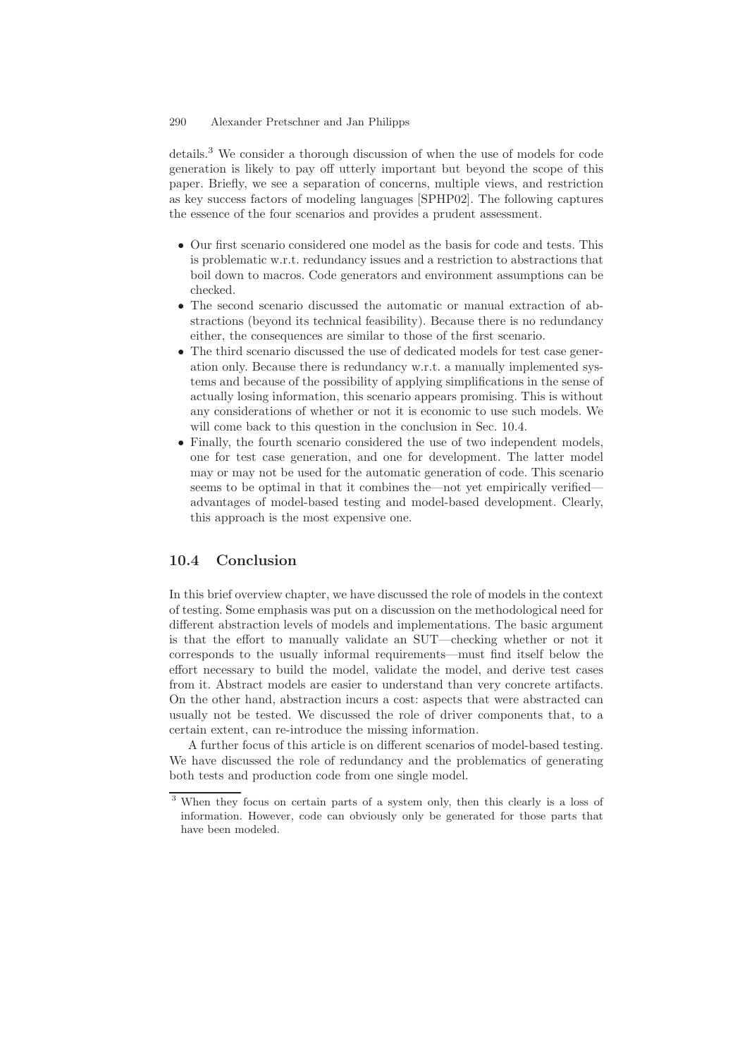details.[3] We consider a thorough discussion of when the use of models for code generation is likely to pay off utterly important but beyond the scope of this paper. Briefly, we see a separation of concerns, multiple views, and restriction as key success factors of modeling languages [SPHP02]. The following captures the essence of the four scenarios and provides a prudent assessment.

- Our first scenario considered one model as the basis for code and tests. This is problematic w.r.t. redundancy issues and a restriction to abstractions that boil down to macros. Code generators and environment assumptions can be checked.
- The second scenario discussed the automatic or manual extraction of abstractions (beyond its technical feasibility). Because there is no redundancy either, the consequences are similar to those of the first scenario.
- The third scenario discussed the use of dedicated models for test case generation only. Because there is redundancy w.r.t. a manually implemented systems and because of the possibility of applying simplifications in the sense of actually losing information, this scenario appears promising. This is without any considerations of whether or not it is economic to use such models. We will come back to this question in the conclusion in Sec. 10.4.
- Finally, the fourth scenario considered the use of two independent models, one for test case generation, and one for development. The latter model may or may not be used for the automatic generation of code. This scenario seems to be optimal in that it combines the—not yet empirically verified—advantages of model-based testing and model-based development. Clearly, this approach is the most expensive one.

## 10.4 Conclusion

In this brief overview chapter, we have discussed the role of models in the context of testing. Some emphasis was put on a discussion on the methodological need for different abstraction levels of models and implementations. The basic argument is that the effort to manually validate an SUT—checking whether or not it corresponds to the usually informal requirements—must find itself below the effort necessary to build the model, validate the model, and derive test cases from it. Abstract models are easier to understand than very concrete artifacts. On the other hand, abstraction incurs a cost: aspects that were abstracted can usually not be tested. We discussed the role of driver components that, to a certain extent, can re-introduce the missing information.

A further focus of this article is on different scenarios of model-based testing. We have discussed the role of redundancy and the problematics of generating both tests and production code from one single model.

[3] When they focus on certain parts of a system only, then this clearly is a loss of information. However, code can obviously only be generated for those parts that have been modeled.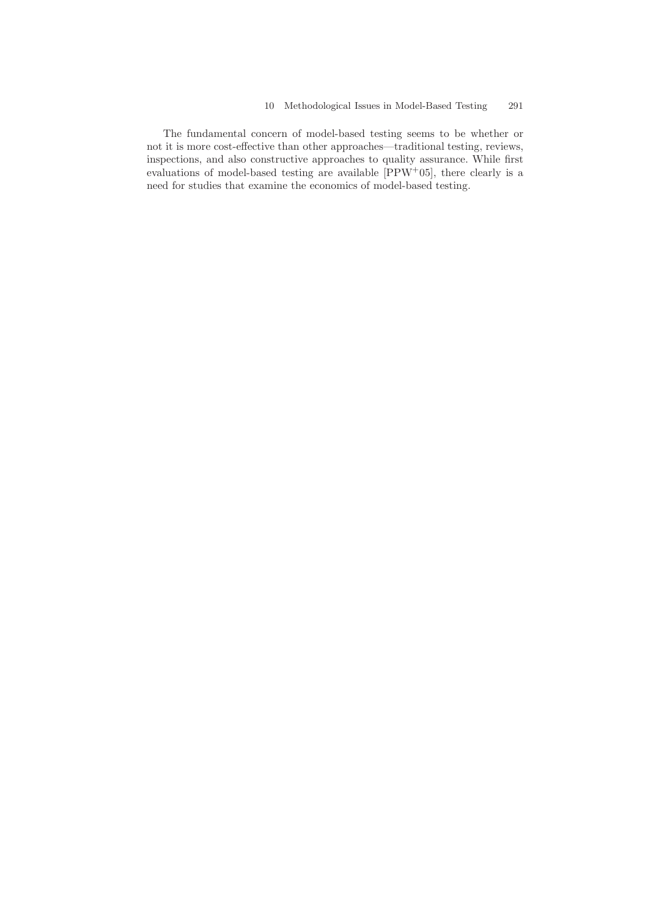The fundamental concern of model-based testing seems to be whether or not it is more cost-effective than other approaches—traditional testing, reviews, inspections, and also constructive approaches to quality assurance. While first evaluations of model-based testing are available [PPW$^{+}$05], there clearly is a need for studies that examine the economics of model-based testing.